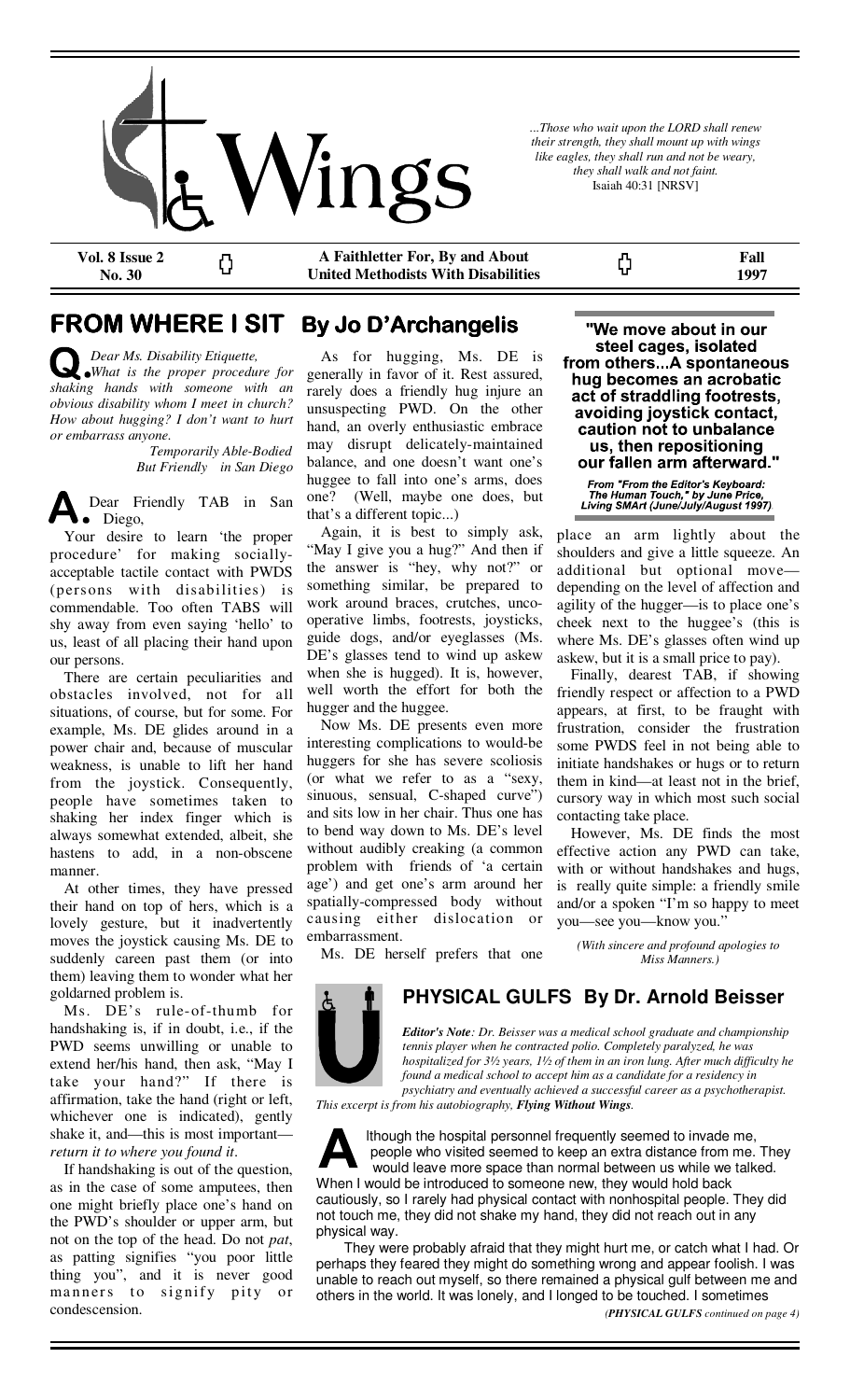# Wings

*...Those who wait upon the LORD shall renew their strength, they shall mount up with wings like eagles, they shall run and not be weary, they shall walk and not faint.*
Isaiah 40:31 [NRSV]

**Vol. 8 Issue 2 No. 30** | **A Faithletter For, By and About United Methodists With Disabilities** | **Fall 1997**

## FROM WHERE I SIT By Jo D'Archangelis

**Q.** *Dear Ms. Disability Etiquette,*
*What is the proper procedure for shaking hands with someone with an obvious disability whom I meet in church? How about hugging? I don't want to hurt or embarrass anyone.*

*Temporarily Able-Bodied But Friendly in San Diego*

**A.** Dear Friendly TAB in San Diego,

Your desire to learn 'the proper procedure' for making socially-acceptable tactile contact with PWDS (persons with disabilities) is commendable. Too often TABS will shy away from even saying 'hello' to us, least of all placing their hand upon our persons.

There are certain peculiarities and obstacles involved, not for all situations, of course, but for some. For example, Ms. DE glides around in a power chair and, because of muscular weakness, is unable to lift her hand from the joystick. Consequently, people have sometimes taken to shaking her index finger which is always somewhat extended, albeit, she hastens to add, in a non-obscene manner.

At other times, they have pressed their hand on top of hers, which is a lovely gesture, but it inadvertently moves the joystick causing Ms. DE to suddenly careen past them (or into them) leaving them to wonder what her goldarned problem is.

Ms. DE's rule-of-thumb for handshaking is, if in doubt, i.e., if the PWD seems unwilling or unable to extend her/his hand, then ask, "May I take your hand?" If there is affirmation, take the hand (right or left, whichever one is indicated), gently shake it, and—this is most important—*return it to where you found it*.

If handshaking is out of the question, as in the case of some amputees, then one might briefly place one's hand on the PWD's shoulder or upper arm, but not on the top of the head. Do not *pat*, as patting signifies "you poor little thing you", and it is never good manners to signify pity or condescension.

As for hugging, Ms. DE is generally in favor of it. Rest assured, rarely does a friendly hug injure an unsuspecting PWD. On the other hand, an overly enthusiastic embrace may disrupt delicately-maintained balance, and one doesn't want one's huggee to fall into one's arms, does one? (Well, maybe one does, but that's a different topic...)

Again, it is best to simply ask, "May I give you a hug?" And then if the answer is "hey, why not?" or something similar, be prepared to work around braces, crutches, uncooperative limbs, footrests, joysticks, guide dogs, and/or eyeglasses (Ms. DE's glasses tend to wind up askew when she is hugged). It is, however, well worth the effort for both the hugger and the huggee.

Now Ms. DE presents even more interesting complications to would-be huggers for she has severe scoliosis (or what we refer to as a "sexy, sinuous, sensual, C-shaped curve") and sits low in her chair. Thus one has to bend way down to Ms. DE's level without audibly creaking (a common problem with friends of 'a certain age') and get one's arm around her spatially-compressed body without causing either dislocation or embarrassment.

Ms. DE herself prefers that one place an arm lightly about the shoulders and give a little squeeze. An additional but optional move—depending on the level of affection and agility of the hugger—is to place one's cheek next to the huggee's (this is where Ms. DE's glasses often wind up askew, but it is a small price to pay).

Finally, dearest TAB, if showing friendly respect or affection to a PWD appears, at first, to be fraught with frustration, consider the frustration some PWDS feel in not being able to initiate handshakes or hugs or to return them in kind—at least not in the brief, cursory way in which most such social contacting take place.

However, Ms. DE finds the most effective action any PWD can take, with or without handshakes and hugs, is really quite simple: a friendly smile and/or a spoken "I'm so happy to meet you—see you—know you."

*(With sincere and profound apologies to Miss Manners.)*

> **"We move about in our steel cages, isolated from others...A spontaneous hug becomes an acrobatic act of straddling footrests, avoiding joystick contact, caution not to unbalance us, then repositioning our fallen arm afterward."**
>
> *From "From the Editor's Keyboard: The Human Touch," by June Price, Living SMArt (June/July/August 1997).*

## PHYSICAL GULFS By Dr. Arnold Beisser

***Editor's Note**: Dr. Beisser was a medical school graduate and championship tennis player when he contracted polio. Completely paralyzed, he was hospitalized for 3½ years, 1½ of them in an iron lung. After much difficulty he found a medical school to accept him as a candidate for a residency in psychiatry and eventually achieved a successful career as a psychotherapist. This excerpt is from his autobiography, **Flying Without Wings**.*

Although the hospital personnel frequently seemed to invade me, people who visited seemed to keep an extra distance from me. They would leave more space than normal between us while we talked. When I would be introduced to someone new, they would hold back cautiously, so I rarely had physical contact with nonhospital people. They did not touch me, they did not shake my hand, they did not reach out in any physical way.

They were probably afraid that they might hurt me, or catch what I had. Or perhaps they feared they might do something wrong and appear foolish. I was unable to reach out myself, so there remained a physical gulf between me and others in the world. It was lonely, and I longed to be touched. I sometimes

*(**PHYSICAL GULFS** continued on page 4)*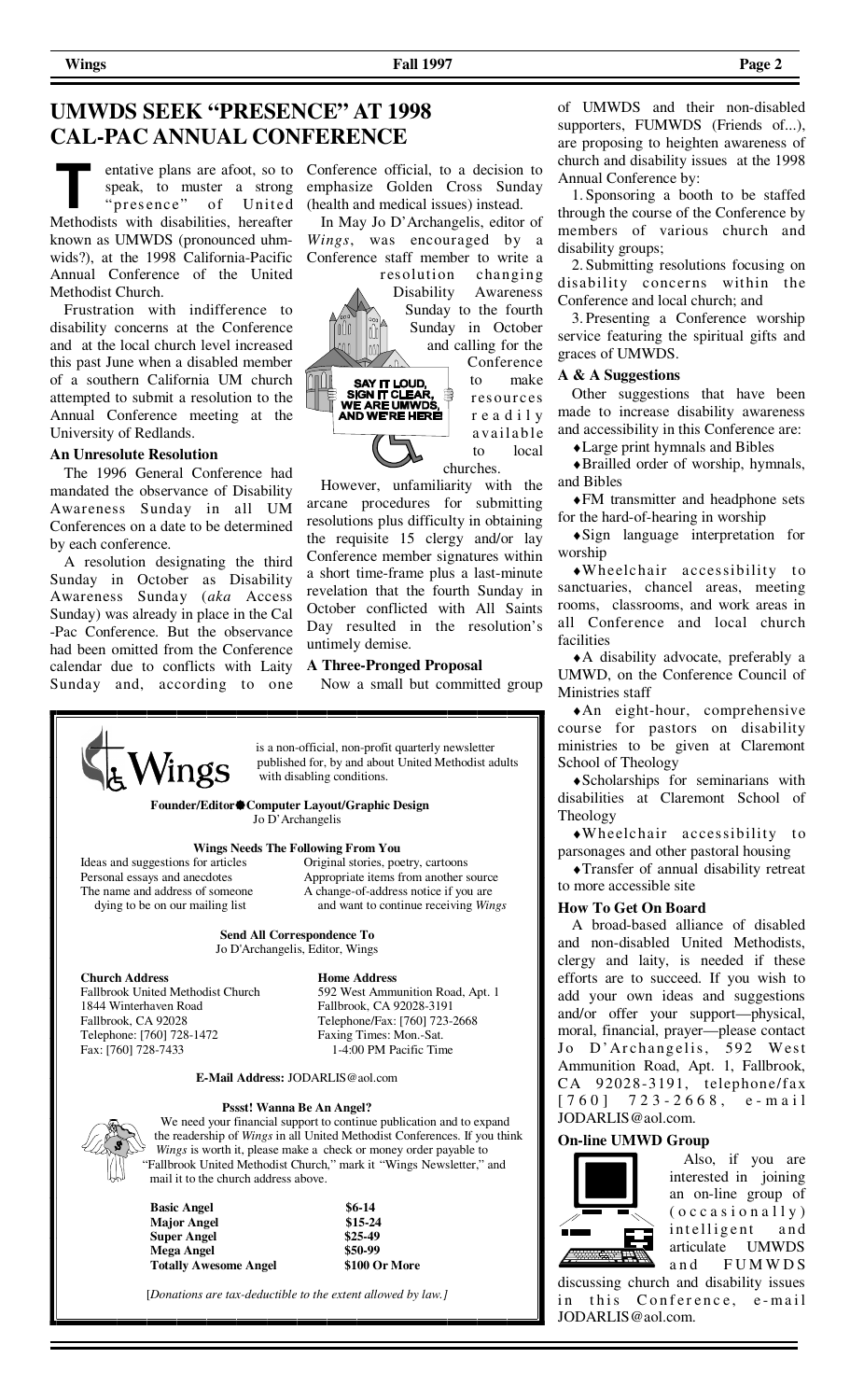# UMWDS SEEK "PRESENCE" AT 1998 CAL-PAC ANNUAL CONFERENCE

Tentative plans are afoot, so to speak, to muster a strong "presence" of United Methodists with disabilities, hereafter known as UMWDS (pronounced uhm-wids?), at the 1998 California-Pacific Annual Conference of the United Methodist Church.

Frustration with indifference to disability concerns at the Conference and at the local church level increased this past June when a disabled member of a southern California UM church attempted to submit a resolution to the Annual Conference meeting at the University of Redlands.

### An Unresolute Resolution

The 1996 General Conference had mandated the observance of Disability Awareness Sunday in all UM Conferences on a date to be determined by each conference.

A resolution designating the third Sunday in October as Disability Awareness Sunday (*aka* Access Sunday) was already in place in the Cal-Pac Conference. But the observance had been omitted from the Conference calendar due to conflicts with Laity Sunday and, according to one Conference official, to a decision to emphasize Golden Cross Sunday (health and medical issues) instead.

In May Jo D'Archangelis, editor of *Wings*, was encouraged by a Conference staff member to write a resolution changing Disability Awareness Sunday to the fourth Sunday in October and calling for the Conference to make resources readily available to local churches.

SAY IT LOUD, SIGN IT CLEAR, WE ARE UMWDS, AND WE'RE HERE!

However, unfamiliarity with the arcane procedures for submitting resolutions plus difficulty in obtaining the requisite 15 clergy and/or lay Conference member signatures within a short time-frame plus a last-minute revelation that the fourth Sunday in October conflicted with All Saints Day resulted in the resolution's untimely demise.

### A Three-Pronged Proposal

Now a small but committed group of UMWDS and their non-disabled supporters, FUMWDS (Friends of...), are proposing to heighten awareness of church and disability issues at the 1998 Annual Conference by:

1. Sponsoring a booth to be staffed through the course of the Conference by members of various church and disability groups;
2. Submitting resolutions focusing on disability concerns within the Conference and local church; and
3. Presenting a Conference worship service featuring the spiritual gifts and graces of UMWDS.

### A & A Suggestions

Other suggestions that have been made to increase disability awareness and accessibility in this Conference are:

- Large print hymnals and Bibles
- Brailled order of worship, hymnals, and Bibles
- FM transmitter and headphone sets for the hard-of-hearing in worship
- Sign language interpretation for worship
- Wheelchair accessibility to sanctuaries, chancel areas, meeting rooms, classrooms, and work areas in all Conference and local church facilities
- A disability advocate, preferably a UMWD, on the Conference Council of Ministries staff
- An eight-hour, comprehensive course for pastors on disability ministries to be given at Claremont School of Theology
- Scholarships for seminarians with disabilities at Claremont School of Theology
- Wheelchair accessibility to parsonages and other pastoral housing
- Transfer of annual disability retreat to more accessible site

### How To Get On Board

A broad-based alliance of disabled and non-disabled United Methodists, clergy and laity, is needed if these efforts are to succeed. If you wish to add your own ideas and suggestions and/or offer your support—physical, moral, financial, prayer—please contact Jo D'Archangelis, 592 West Ammunition Road, Apt. 1, Fallbrook, CA 92028-3191, telephone/fax [760] 723-2668, e-mail JODARLIS@aol.com.

### On-line UMWD Group

Also, if you are interested in joining an on-line group of (occasionally) intelligent and articulate UMWDS and FUMWDS discussing church and disability issues in this Conference, e-mail JODARLIS@aol.com.

---

**Wings** is a non-official, non-profit quarterly newsletter published for, by and about United Methodist adults with disabling conditions.

**Founder/Editor • Computer Layout/Graphic Design**
Jo D'Archangelis

**Wings Needs The Following From You**

| | |
|---|---|
| Ideas and suggestions for articles | Original stories, poetry, cartoons |
| Personal essays and anecdotes | Appropriate items from another source |
| The name and address of someone dying to be on our mailing list | A change-of-address notice if you are and want to continue receiving *Wings* |

**Send All Correspondence To**
Jo D'Archangelis, Editor, Wings

**Church Address**
Fallbrook United Methodist Church
1844 Winterhaven Road
Fallbrook, CA 92028
Telephone: [760] 728-1472
Fax: [760] 728-7433

**Home Address**
592 West Ammunition Road, Apt. 1
Fallbrook, CA 92028-3191
Telephone/Fax: [760] 723-2668
Faxing Times: Mon.-Sat.
1-4:00 PM Pacific Time

**E-Mail Address:** JODARLIS@aol.com

**Pssst! Wanna Be An Angel?**

We need your financial support to continue publication and to expand the readership of *Wings* in all United Methodist Conferences. If you think *Wings* is worth it, please make a check or money order payable to "Fallbrook United Methodist Church," mark it "Wings Newsletter," and mail it to the church address above.

| | |
|---|---|
| **Basic Angel** | **$6-14** |
| **Major Angel** | **$15-24** |
| **Super Angel** | **$25-49** |
| **Mega Angel** | **$50-99** |
| **Totally Awesome Angel** | **$100 Or More** |

[*Donations are tax-deductible to the extent allowed by law.*]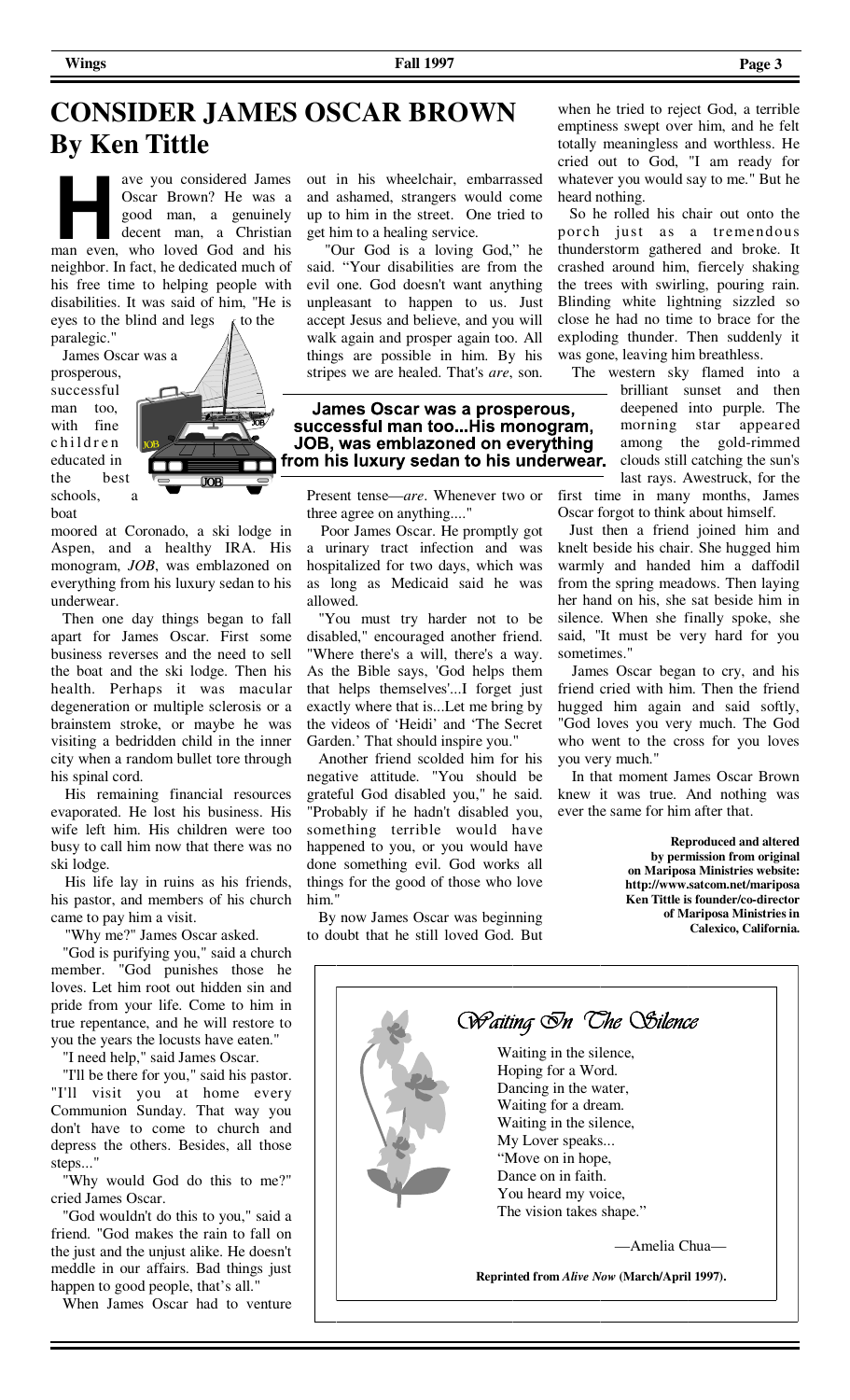# CONSIDER JAMES OSCAR BROWN

## By Ken Tittle

Have you considered James Oscar Brown? He was a good man, a genuinely decent man, a Christian man even, who loved God and his neighbor. In fact, he dedicated much of his free time to helping people with disabilities. It was said of him, "He is eyes to the blind and legs to the paralegic."

James Oscar was a prosperous, successful man too, with fine children educated in the best schools, a boat moored at Coronado, a ski lodge in Aspen, and a healthy IRA. His monogram, *JOB*, was emblazoned on everything from his luxury sedan to his underwear.

Then one day things began to fall apart for James Oscar. First some business reverses and the need to sell the boat and the ski lodge. Then his health. Perhaps it was macular degeneration or multiple sclerosis or a brainstem stroke, or maybe he was visiting a bedridden child in the inner city when a random bullet tore through his spinal cord.

His remaining financial resources evaporated. He lost his business. His wife left him. His children were too busy to call him now that there was no ski lodge.

His life lay in ruins as his friends, his pastor, and members of his church came to pay him a visit.

"Why me?" James Oscar asked.

"God is purifying you," said a church member. "God punishes those he loves. Let him root out hidden sin and pride from your life. Come to him in true repentance, and he will restore to you the years the locusts have eaten."

"I need help," said James Oscar.

"I'll be there for you," said his pastor. "I'll visit you at home every Communion Sunday. That way you don't have to come to church and depress the others. Besides, all those steps..."

"Why would God do this to me?" cried James Oscar.

"God wouldn't do this to you," said a friend. "God makes the rain to fall on the just and the unjust alike. He doesn't meddle in our affairs. Bad things just happen to good people, that's all."

When James Oscar had to venture out in his wheelchair, embarrassed and ashamed, strangers would come up to him in the street. One tried to get him to a healing service.

"Our God is a loving God," he said. "Your disabilities are from the evil one. God doesn't want anything unpleasant to happen to us. Just accept Jesus and believe, and you will walk again and prosper again too. All things are possible in him. By his stripes we are healed. That's *are*, son. Present tense—*are*. Whenever two or three agree on anything...."

**James Oscar was a prosperous, successful man too...His monogram, JOB, was emblazoned on everything from his luxury sedan to his underwear.**

Poor James Oscar. He promptly got a urinary tract infection and was hospitalized for two days, which was as long as Medicaid said he was allowed.

"You must try harder not to be disabled," encouraged another friend. "Where there's a will, there's a way. As the Bible says, 'God helps them that helps themselves'...I forget just exactly where that is...Let me bring by the videos of 'Heidi' and 'The Secret Garden.' That should inspire you."

Another friend scolded him for his negative attitude. "You should be grateful God disabled you," he said. "Probably if he hadn't disabled you, something terrible would have happened to you, or you would have done something evil. God works all things for the good of those who love him."

By now James Oscar was beginning to doubt that he still loved God. But when he tried to reject God, a terrible emptiness swept over him, and he felt totally meaningless and worthless. He cried out to God, "I am ready for whatever you would say to me." But he heard nothing.

So he rolled his chair out onto the porch just as a tremendous thunderstorm gathered and broke. It crashed around him, fiercely shaking the trees with swirling, pouring rain. Blinding white lightning sizzled so close he had no time to brace for the exploding thunder. Then suddenly it was gone, leaving him breathless.

The western sky flamed into a brilliant sunset and then deepened into purple. The morning star appeared among the gold-rimmed clouds still catching the sun's last rays. Awestruck, for the first time in many months, James Oscar forgot to think about himself.

Just then a friend joined him and knelt beside his chair. She hugged him warmly and handed him a daffodil from the spring meadows. Then laying her hand on his, she sat beside him in silence. When she finally spoke, she said, "It must be very hard for you sometimes."

James Oscar began to cry, and his friend cried with him. Then the friend hugged him again and said softly, "God loves you very much. The God who went to the cross for you loves you very much."

In that moment James Oscar Brown knew it was true. And nothing was ever the same for him after that.

**Reproduced and altered by permission from original on Mariposa Ministries website: http://www.satcom.net/mariposa Ken Tittle is founder/co-director of Mariposa Ministries in Calexico, California.**

---

## *Waiting In The Silence*

Waiting in the silence,
Hoping for a Word.
Dancing in the water,
Waiting for a dream.
Waiting in the silence,
My Lover speaks...
"Move on in hope,
Dance on in faith.
You heard my voice,
The vision takes shape."

—Amelia Chua—

**Reprinted from *Alive Now* (March/April 1997).**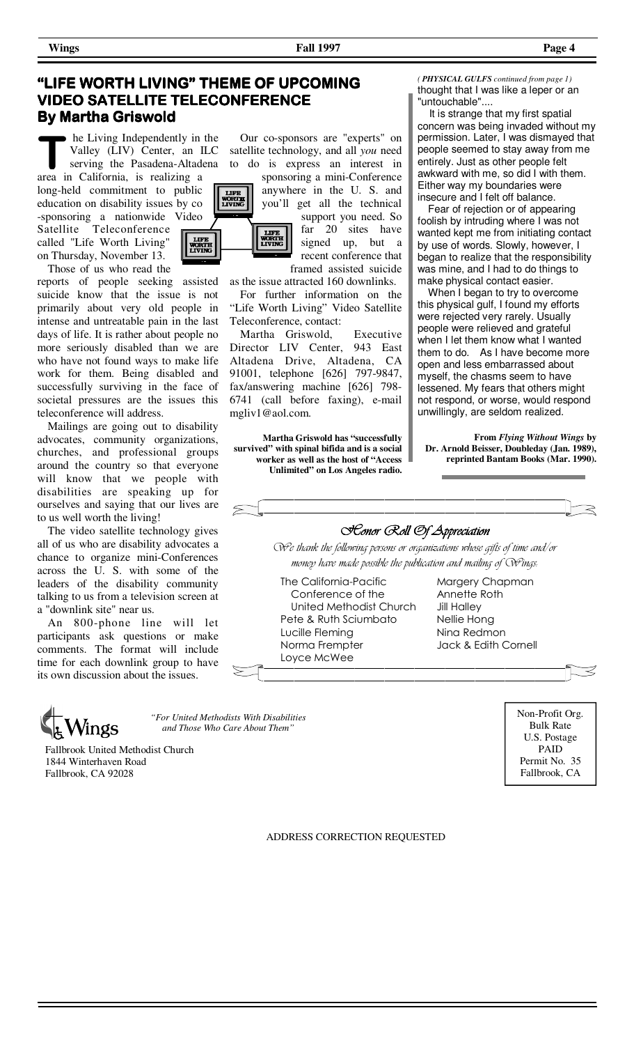## "LIFE WORTH LIVING" THEME OF UPCOMING VIDEO SATELLITE TELECONFERENCE

### By Martha Griswold

The Living Independently in the Valley (LIV) Center, an ILC serving the Pasadena-Altadena area in California, is realizing a long-held commitment to public education on disability issues by co-sponsoring a nationwide Video Satellite Teleconference called "Life Worth Living" on Thursday, November 13.

Those of us who read the reports of people seeking assisted suicide know that the issue is not primarily about very old people in intense and untreatable pain in the last days of life. It is rather about people no more seriously disabled than we are who have not found ways to make life work for them. Being disabled and successfully surviving in the face of societal pressures are the issues this teleconference will address.

Mailings are going out to disability advocates, community organizations, churches, and professional groups around the country so that everyone will know that we people with disabilities are speaking up for ourselves and saying that our lives are to us well worth the living!

The video satellite technology gives all of us who are disability advocates a chance to organize mini-Conferences across the U. S. with some of the leaders of the disability community talking to us from a television screen at a "downlink site" near us.

An 800-phone line will let participants ask questions or make comments. The format will include time for each downlink group to have its own discussion about the issues.

Our co-sponsors are "experts" on satellite technology, and all *you* need to do is express an interest in sponsoring a mini-Conference anywhere in the U. S. and you'll get all the technical support you need. So far 20 sites have signed up, but a recent conference that framed assisted suicide as the issue attracted 160 downlinks.

For further information on the "Life Worth Living" Video Satellite Teleconference, contact:

Martha Griswold, Executive Director LIV Center, 943 East Altadena Drive, Altadena, CA 91001, telephone [626] 797-9847, fax/answering machine [626] 798-6741 (call before faxing), e-mail mgliv1@aol.com.

**Martha Griswold has "successfully survived" with spinal bifida and is a social worker as well as the host of "Access Unlimited" on Los Angeles radio.**

*( PHYSICAL GULFS continued from page 1)*

thought that I was like a leper or an "untouchable"....

It is strange that my first spatial concern was being invaded without my permission. Later, I was dismayed that people seemed to stay away from me entirely. Just as other people felt awkward with me, so did I with them. Either way my boundaries were insecure and I felt off balance.

Fear of rejection or of appearing foolish by intruding where I was not wanted kept me from initiating contact by use of words. Slowly, however, I began to realize that the responsibility was mine, and I had to do things to make physical contact easier.

When I began to try to overcome this physical gulf, I found my efforts were rejected very rarely. Usually people were relieved and grateful when I let them know what I wanted them to do. As I have become more open and less embarrassed about myself, the chasms seem to have lessened. My fears that others might not respond, or worse, would respond unwillingly, are seldom realized.

**From *Flying Without Wings* by Dr. Arnold Beisser, Doubleday (Jan. 1989), reprinted Bantam Books (Mar. 1990).**

## Honor Roll Of Appreciation

*We thank the following persons or organizations whose gifts of time and/or money have made possible the publication and mailing of Wings:*

- The California-Pacific Conference of the United Methodist Church
- Pete & Ruth Sciumbato
- Lucille Fleming
- Norma Frempter
- Loyce McWee
- Margery Chapman
- Annette Roth
- Jill Halley
- Nellie Hong
- Nina Redmon
- Jack & Edith Cornell

Wings

*"For United Methodists With Disabilities and Those Who Care About Them"*

Fallbrook United Methodist Church
1844 Winterhaven Road
Fallbrook, CA 92028

Non-Profit Org.
Bulk Rate
U.S. Postage
PAID
Permit No. 35
Fallbrook, CA

ADDRESS CORRECTION REQUESTED